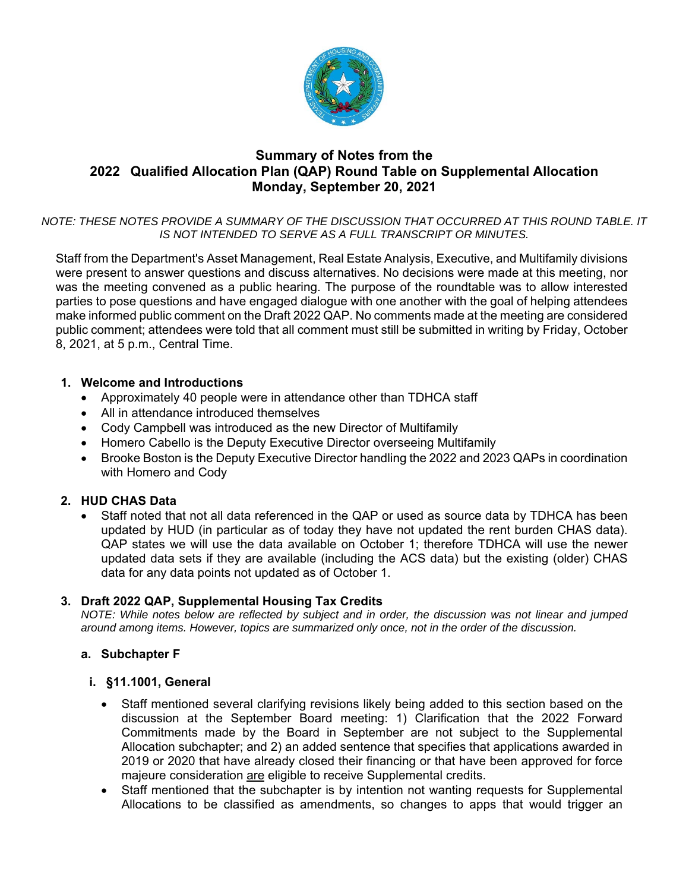# Summary of Notes from the 2022 Qualified Allocation Plan (QAP) Round Table on Supplemental Allocation Monday, September 20, 2021

*NOTE: THESE NOTES PROVIDE A SUMMARY OF THE DISCUSSION THAT OCCURRED AT THIS ROUND TABLE. IT IS NOT INTENDED TO SERVE AS A FULL TRANSCRIPT OR MINUTES.*

Staff from the Department's Asset Management, Real Estate Analysis, Executive, and Multifamily divisions were present to answer questions and discuss alternatives. No decisions were made at this meeting, nor was the meeting convened as a public hearing. The purpose of the roundtable was to allow interested parties to pose questions and have engaged dialogue with one another with the goal of helping attendees make informed public comment on the Draft 2022 QAP. No comments made at the meeting are considered public comment; attendees were told that all comment must still be submitted in writing by Friday, October 8, 2021, at 5 p.m., Central Time.

## 1. Welcome and Introductions

- Approximately 40 people were in attendance other than TDHCA staff
- All in attendance introduced themselves
- Cody Campbell was introduced as the new Director of Multifamily
- Homero Cabello is the Deputy Executive Director overseeing Multifamily
- Brooke Boston is the Deputy Executive Director handling the 2022 and 2023 QAPs in coordination with Homero and Cody

## 2. HUD CHAS Data

- Staff noted that not all data referenced in the QAP or used as source data by TDHCA has been updated by HUD (in particular as of today they have not updated the rent burden CHAS data). QAP states we will use the data available on October 1; therefore TDHCA will use the newer updated data sets if they are available (including the ACS data) but the existing (older) CHAS data for any data points not updated as of October 1.

## 3. Draft 2022 QAP, Supplemental Housing Tax Credits

*NOTE: While notes below are reflected by subject and in order, the discussion was not linear and jumped around among items. However, topics are summarized only once, not in the order of the discussion.*

### a. Subchapter F

#### i. §11.1001, General

- Staff mentioned several clarifying revisions likely being added to this section based on the discussion at the September Board meeting: 1) Clarification that the 2022 Forward Commitments made by the Board in September are not subject to the Supplemental Allocation subchapter; and 2) an added sentence that specifies that applications awarded in 2019 or 2020 that have already closed their financing or that have been approved for force majeure consideration <u>are</u> eligible to receive Supplemental credits.
- Staff mentioned that the subchapter is by intention not wanting requests for Supplemental Allocations to be classified as amendments, so changes to apps that would trigger an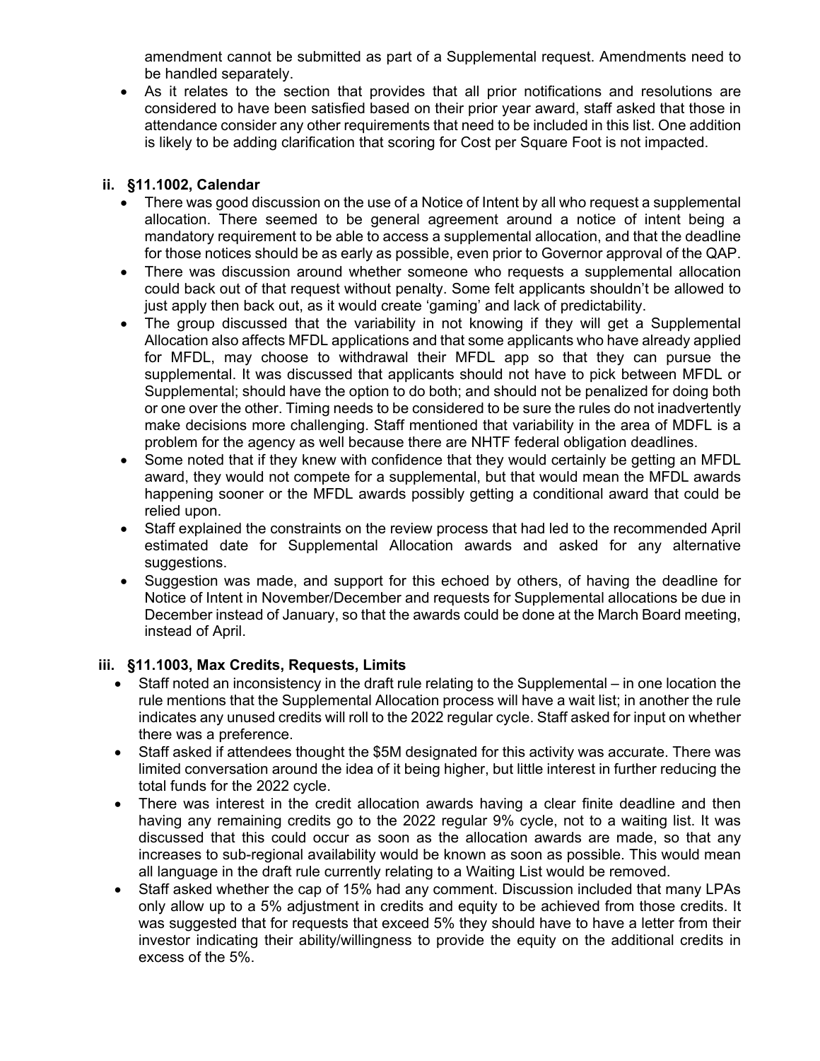amendment cannot be submitted as part of a Supplemental request. Amendments need to be handled separately.

- As it relates to the section that provides that all prior notifications and resolutions are considered to have been satisfied based on their prior year award, staff asked that those in attendance consider any other requirements that need to be included in this list. One addition is likely to be adding clarification that scoring for Cost per Square Foot is not impacted.

### ii. §11.1002, Calendar

- There was good discussion on the use of a Notice of Intent by all who request a supplemental allocation. There seemed to be general agreement around a notice of intent being a mandatory requirement to be able to access a supplemental allocation, and that the deadline for those notices should be as early as possible, even prior to Governor approval of the QAP.
- There was discussion around whether someone who requests a supplemental allocation could back out of that request without penalty. Some felt applicants shouldn't be allowed to just apply then back out, as it would create 'gaming' and lack of predictability.
- The group discussed that the variability in not knowing if they will get a Supplemental Allocation also affects MFDL applications and that some applicants who have already applied for MFDL, may choose to withdrawal their MFDL app so that they can pursue the supplemental. It was discussed that applicants should not have to pick between MFDL or Supplemental; should have the option to do both; and should not be penalized for doing both or one over the other. Timing needs to be considered to be sure the rules do not inadvertently make decisions more challenging. Staff mentioned that variability in the area of MDFL is a problem for the agency as well because there are NHTF federal obligation deadlines.
- Some noted that if they knew with confidence that they would certainly be getting an MFDL award, they would not compete for a supplemental, but that would mean the MFDL awards happening sooner or the MFDL awards possibly getting a conditional award that could be relied upon.
- Staff explained the constraints on the review process that had led to the recommended April estimated date for Supplemental Allocation awards and asked for any alternative suggestions.
- Suggestion was made, and support for this echoed by others, of having the deadline for Notice of Intent in November/December and requests for Supplemental allocations be due in December instead of January, so that the awards could be done at the March Board meeting, instead of April.

### iii. §11.1003, Max Credits, Requests, Limits

- Staff noted an inconsistency in the draft rule relating to the Supplemental – in one location the rule mentions that the Supplemental Allocation process will have a wait list; in another the rule indicates any unused credits will roll to the 2022 regular cycle. Staff asked for input on whether there was a preference.
- Staff asked if attendees thought the $5M designated for this activity was accurate. There was limited conversation around the idea of it being higher, but little interest in further reducing the total funds for the 2022 cycle.
- There was interest in the credit allocation awards having a clear finite deadline and then having any remaining credits go to the 2022 regular 9% cycle, not to a waiting list. It was discussed that this could occur as soon as the allocation awards are made, so that any increases to sub-regional availability would be known as soon as possible. This would mean all language in the draft rule currently relating to a Waiting List would be removed.
- Staff asked whether the cap of 15% had any comment. Discussion included that many LPAs only allow up to a 5% adjustment in credits and equity to be achieved from those credits. It was suggested that for requests that exceed 5% they should have to have a letter from their investor indicating their ability/willingness to provide the equity on the additional credits in excess of the 5%.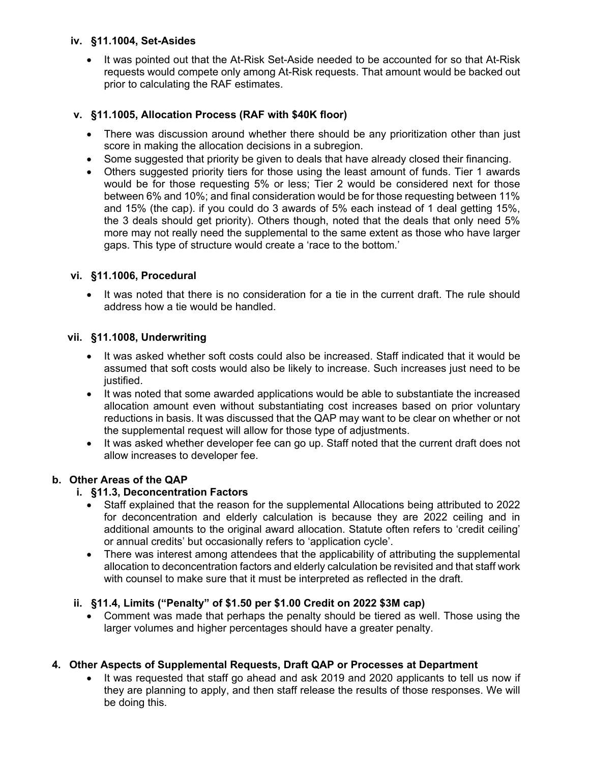**iv. §11.1004, Set-Asides**

- It was pointed out that the At-Risk Set-Aside needed to be accounted for so that At-Risk requests would compete only among At-Risk requests. That amount would be backed out prior to calculating the RAF estimates.

**v. §11.1005, Allocation Process (RAF with $40K floor)**

- There was discussion around whether there should be any prioritization other than just score in making the allocation decisions in a subregion.
- Some suggested that priority be given to deals that have already closed their financing.
- Others suggested priority tiers for those using the least amount of funds. Tier 1 awards would be for those requesting 5% or less; Tier 2 would be considered next for those between 6% and 10%; and final consideration would be for those requesting between 11% and 15% (the cap). if you could do 3 awards of 5% each instead of 1 deal getting 15%, the 3 deals should get priority). Others though, noted that the deals that only need 5% more may not really need the supplemental to the same extent as those who have larger gaps. This type of structure would create a 'race to the bottom.'

**vi. §11.1006, Procedural**

- It was noted that there is no consideration for a tie in the current draft. The rule should address how a tie would be handled.

**vii. §11.1008, Underwriting**

- It was asked whether soft costs could also be increased. Staff indicated that it would be assumed that soft costs would also be likely to increase. Such increases just need to be justified.
- It was noted that some awarded applications would be able to substantiate the increased allocation amount even without substantiating cost increases based on prior voluntary reductions in basis. It was discussed that the QAP may want to be clear on whether or not the supplemental request will allow for those type of adjustments.
- It was asked whether developer fee can go up. Staff noted that the current draft does not allow increases to developer fee.

**b. Other Areas of the QAP**

**i. §11.3, Deconcentration Factors**

- Staff explained that the reason for the supplemental Allocations being attributed to 2022 for deconcentration and elderly calculation is because they are 2022 ceiling and in additional amounts to the original award allocation. Statute often refers to 'credit ceiling' or annual credits' but occasionally refers to 'application cycle'.
- There was interest among attendees that the applicability of attributing the supplemental allocation to deconcentration factors and elderly calculation be revisited and that staff work with counsel to make sure that it must be interpreted as reflected in the draft.

**ii. §11.4, Limits ("Penalty" of $1.50 per $1.00 Credit on 2022 $3M cap)**

- Comment was made that perhaps the penalty should be tiered as well. Those using the larger volumes and higher percentages should have a greater penalty.

**4. Other Aspects of Supplemental Requests, Draft QAP or Processes at Department**

- It was requested that staff go ahead and ask 2019 and 2020 applicants to tell us now if they are planning to apply, and then staff release the results of those responses. We will be doing this.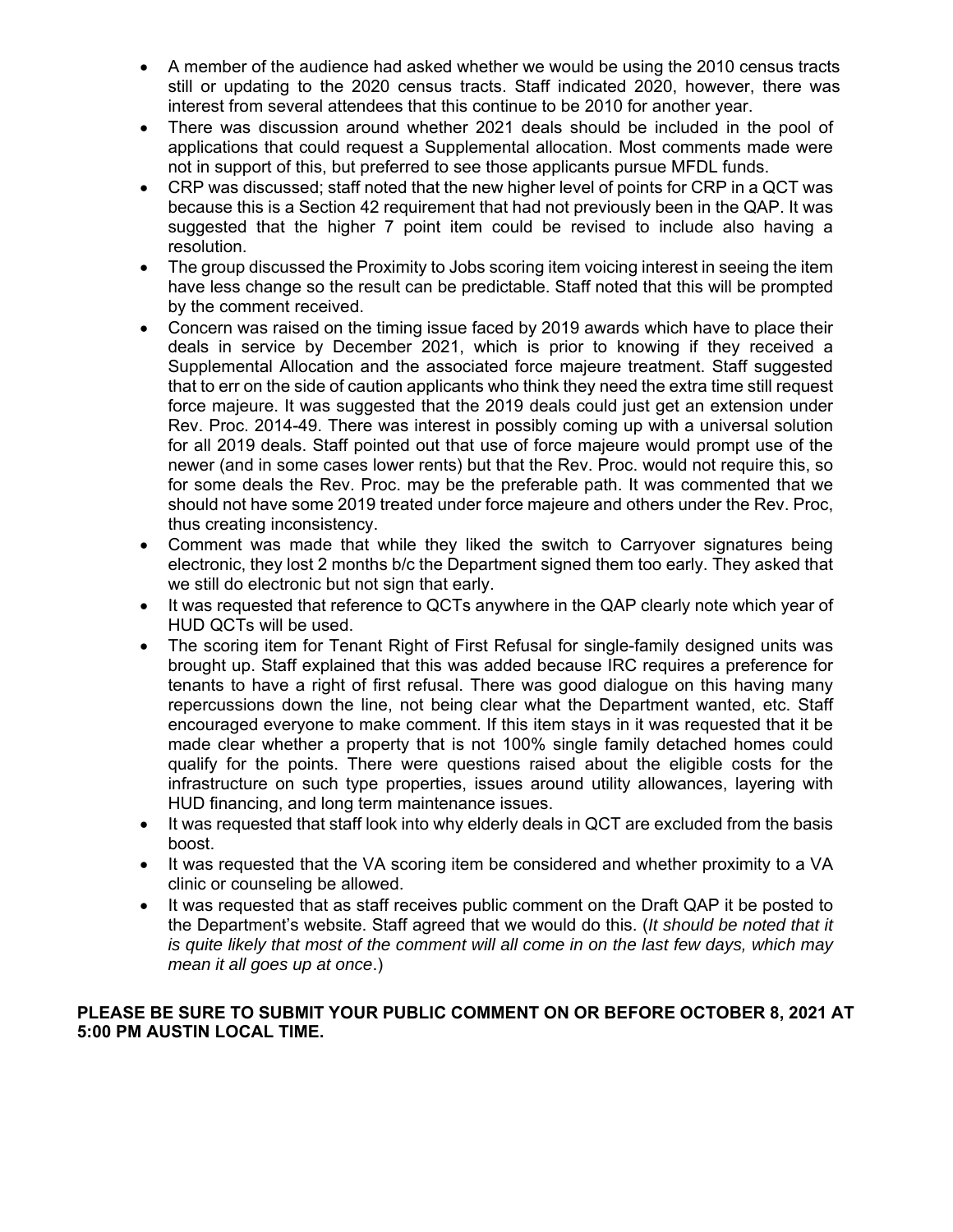- A member of the audience had asked whether we would be using the 2010 census tracts still or updating to the 2020 census tracts. Staff indicated 2020, however, there was interest from several attendees that this continue to be 2010 for another year.
- There was discussion around whether 2021 deals should be included in the pool of applications that could request a Supplemental allocation. Most comments made were not in support of this, but preferred to see those applicants pursue MFDL funds.
- CRP was discussed; staff noted that the new higher level of points for CRP in a QCT was because this is a Section 42 requirement that had not previously been in the QAP. It was suggested that the higher 7 point item could be revised to include also having a resolution.
- The group discussed the Proximity to Jobs scoring item voicing interest in seeing the item have less change so the result can be predictable. Staff noted that this will be prompted by the comment received.
- Concern was raised on the timing issue faced by 2019 awards which have to place their deals in service by December 2021, which is prior to knowing if they received a Supplemental Allocation and the associated force majeure treatment. Staff suggested that to err on the side of caution applicants who think they need the extra time still request force majeure. It was suggested that the 2019 deals could just get an extension under Rev. Proc. 2014-49. There was interest in possibly coming up with a universal solution for all 2019 deals. Staff pointed out that use of force majeure would prompt use of the newer (and in some cases lower rents) but that the Rev. Proc. would not require this, so for some deals the Rev. Proc. may be the preferable path. It was commented that we should not have some 2019 treated under force majeure and others under the Rev. Proc, thus creating inconsistency.
- Comment was made that while they liked the switch to Carryover signatures being electronic, they lost 2 months b/c the Department signed them too early. They asked that we still do electronic but not sign that early.
- It was requested that reference to QCTs anywhere in the QAP clearly note which year of HUD QCTs will be used.
- The scoring item for Tenant Right of First Refusal for single-family designed units was brought up. Staff explained that this was added because IRC requires a preference for tenants to have a right of first refusal. There was good dialogue on this having many repercussions down the line, not being clear what the Department wanted, etc. Staff encouraged everyone to make comment. If this item stays in it was requested that it be made clear whether a property that is not 100% single family detached homes could qualify for the points. There were questions raised about the eligible costs for the infrastructure on such type properties, issues around utility allowances, layering with HUD financing, and long term maintenance issues.
- It was requested that staff look into why elderly deals in QCT are excluded from the basis boost.
- It was requested that the VA scoring item be considered and whether proximity to a VA clinic or counseling be allowed.
- It was requested that as staff receives public comment on the Draft QAP it be posted to the Department's website. Staff agreed that we would do this. (*It should be noted that it is quite likely that most of the comment will all come in on the last few days, which may mean it all goes up at once*.)

**PLEASE BE SURE TO SUBMIT YOUR PUBLIC COMMENT ON OR BEFORE OCTOBER 8, 2021 AT 5:00 PM AUSTIN LOCAL TIME.**